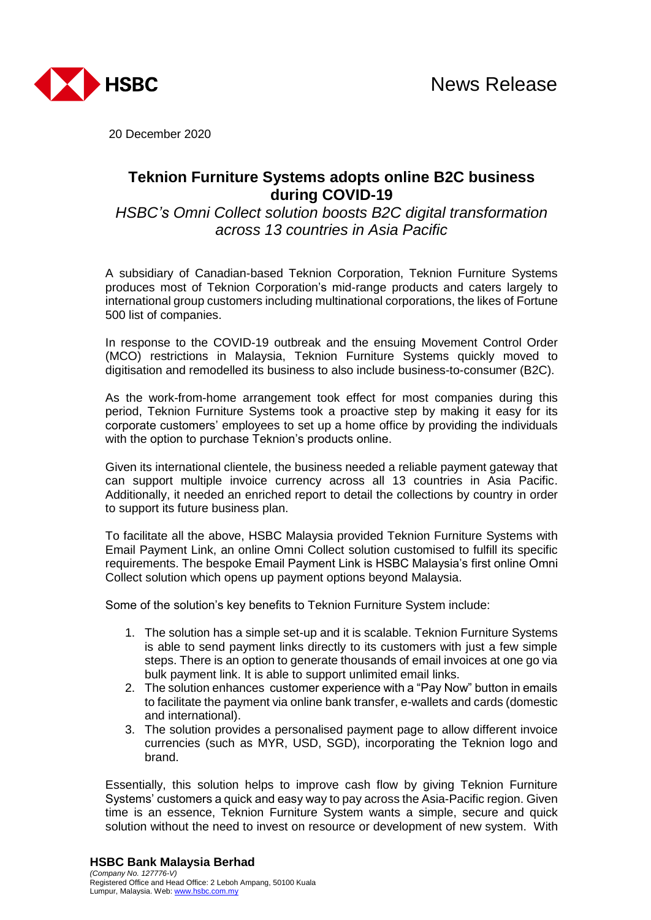News Release

20 December 2020

# Teknion Furniture Systems adopts online B2C business during COVID-19

*HSBC's Omni Collect solution boosts B2C digital transformation across 13 countries in Asia Pacific*

A subsidiary of Canadian-based Teknion Corporation, Teknion Furniture Systems produces most of Teknion Corporation's mid-range products and caters largely to international group customers including multinational corporations, the likes of Fortune 500 list of companies.

In response to the COVID-19 outbreak and the ensuing Movement Control Order (MCO) restrictions in Malaysia, Teknion Furniture Systems quickly moved to digitisation and remodelled its business to also include business-to-consumer (B2C).

As the work-from-home arrangement took effect for most companies during this period, Teknion Furniture Systems took a proactive step by making it easy for its corporate customers' employees to set up a home office by providing the individuals with the option to purchase Teknion's products online.

Given its international clientele, the business needed a reliable payment gateway that can support multiple invoice currency across all 13 countries in Asia Pacific. Additionally, it needed an enriched report to detail the collections by country in order to support its future business plan.

To facilitate all the above, HSBC Malaysia provided Teknion Furniture Systems with Email Payment Link, an online Omni Collect solution customised to fulfill its specific requirements. The bespoke Email Payment Link is HSBC Malaysia's first online Omni Collect solution which opens up payment options beyond Malaysia.

Some of the solution's key benefits to Teknion Furniture System include:

1. The solution has a simple set-up and it is scalable. Teknion Furniture Systems is able to send payment links directly to its customers with just a few simple steps. There is an option to generate thousands of email invoices at one go via bulk payment link. It is able to support unlimited email links.
2. The solution enhances customer experience with a "Pay Now" button in emails to facilitate the payment via online bank transfer, e-wallets and cards (domestic and international).
3. The solution provides a personalised payment page to allow different invoice currencies (such as MYR, USD, SGD), incorporating the Teknion logo and brand.

Essentially, this solution helps to improve cash flow by giving Teknion Furniture Systems' customers a quick and easy way to pay across the Asia-Pacific region. Given time is an essence, Teknion Furniture System wants a simple, secure and quick solution without the need to invest on resource or development of new system. With

**HSBC Bank Malaysia Berhad**
*(Company No. 127776-V)*
Registered Office and Head Office: 2 Leboh Ampang, 50100 Kuala Lumpur, Malaysia. Web: www.hsbc.com.my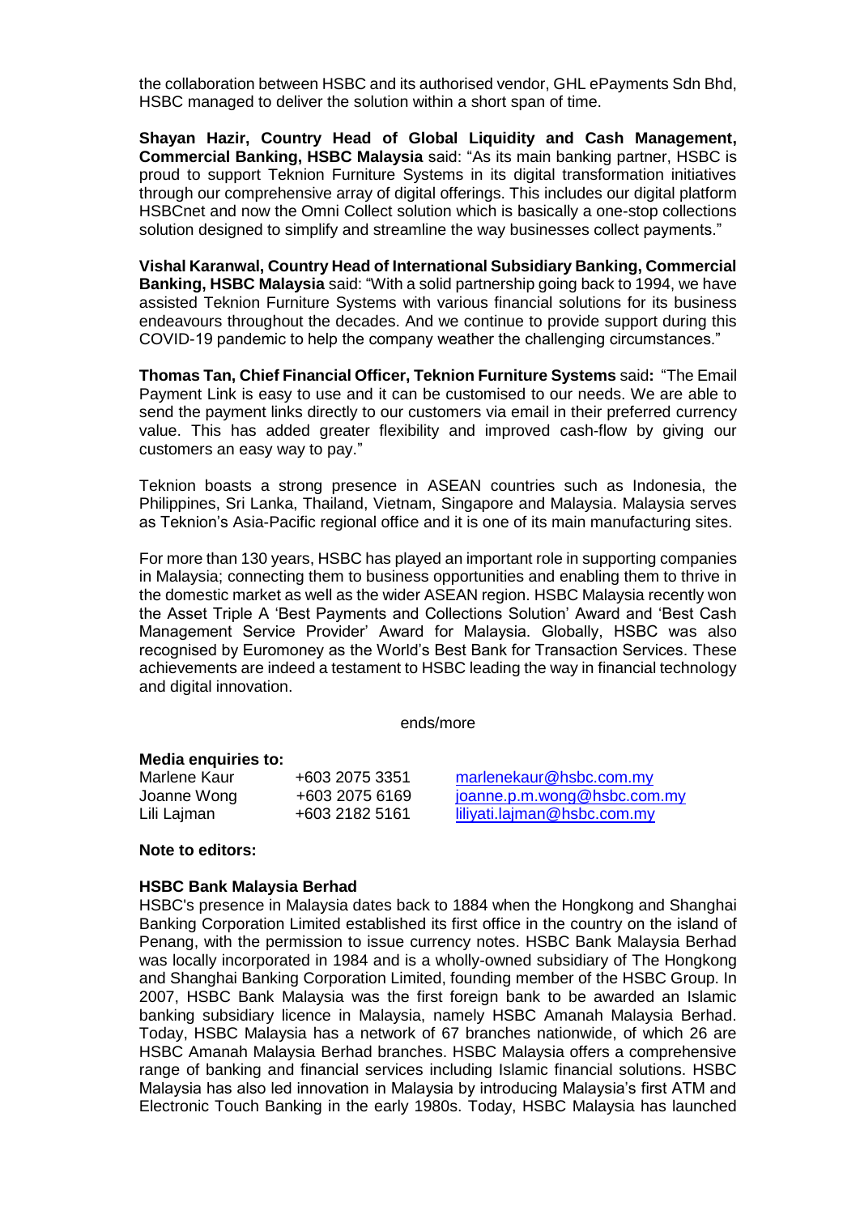the collaboration between HSBC and its authorised vendor, GHL ePayments Sdn Bhd, HSBC managed to deliver the solution within a short span of time.

**Shayan Hazir, Country Head of Global Liquidity and Cash Management, Commercial Banking, HSBC Malaysia** said: "As its main banking partner, HSBC is proud to support Teknion Furniture Systems in its digital transformation initiatives through our comprehensive array of digital offerings. This includes our digital platform HSBCnet and now the Omni Collect solution which is basically a one-stop collections solution designed to simplify and streamline the way businesses collect payments."

**Vishal Karanwal, Country Head of International Subsidiary Banking, Commercial Banking, HSBC Malaysia** said: "With a solid partnership going back to 1994, we have assisted Teknion Furniture Systems with various financial solutions for its business endeavours throughout the decades. And we continue to provide support during this COVID-19 pandemic to help the company weather the challenging circumstances."

**Thomas Tan, Chief Financial Officer, Teknion Furniture Systems** said**:** "The Email Payment Link is easy to use and it can be customised to our needs. We are able to send the payment links directly to our customers via email in their preferred currency value. This has added greater flexibility and improved cash-flow by giving our customers an easy way to pay."

Teknion boasts a strong presence in ASEAN countries such as Indonesia, the Philippines, Sri Lanka, Thailand, Vietnam, Singapore and Malaysia. Malaysia serves as Teknion's Asia-Pacific regional office and it is one of its main manufacturing sites.

For more than 130 years, HSBC has played an important role in supporting companies in Malaysia; connecting them to business opportunities and enabling them to thrive in the domestic market as well as the wider ASEAN region. HSBC Malaysia recently won the Asset Triple A 'Best Payments and Collections Solution' Award and 'Best Cash Management Service Provider' Award for Malaysia. Globally, HSBC was also recognised by Euromoney as the World's Best Bank for Transaction Services. These achievements are indeed a testament to HSBC leading the way in financial technology and digital innovation.

ends/more

**Media enquiries to:**

| | | |
|---|---|---|
| Marlene Kaur | +603 2075 3351 | marlenekaur@hsbc.com.my |
| Joanne Wong | +603 2075 6169 | joanne.p.m.wong@hsbc.com.my |
| Lili Lajman | +603 2182 5161 | liliyati.lajman@hsbc.com.my |

**Note to editors:**

**HSBC Bank Malaysia Berhad**

HSBC's presence in Malaysia dates back to 1884 when the Hongkong and Shanghai Banking Corporation Limited established its first office in the country on the island of Penang, with the permission to issue currency notes. HSBC Bank Malaysia Berhad was locally incorporated in 1984 and is a wholly-owned subsidiary of The Hongkong and Shanghai Banking Corporation Limited, founding member of the HSBC Group. In 2007, HSBC Bank Malaysia was the first foreign bank to be awarded an Islamic banking subsidiary licence in Malaysia, namely HSBC Amanah Malaysia Berhad. Today, HSBC Malaysia has a network of 67 branches nationwide, of which 26 are HSBC Amanah Malaysia Berhad branches. HSBC Malaysia offers a comprehensive range of banking and financial services including Islamic financial solutions. HSBC Malaysia has also led innovation in Malaysia by introducing Malaysia's first ATM and Electronic Touch Banking in the early 1980s. Today, HSBC Malaysia has launched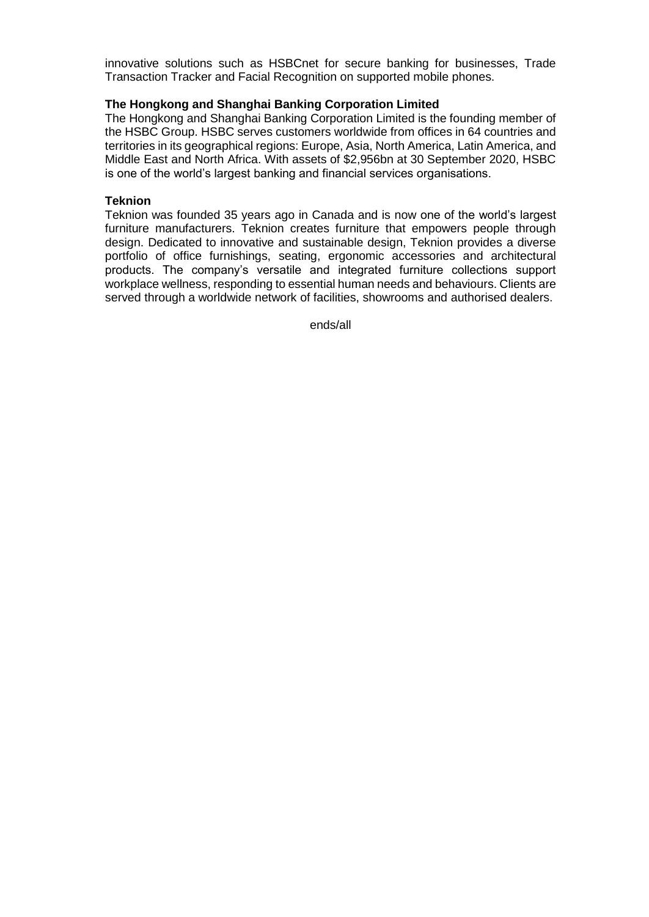innovative solutions such as HSBCnet for secure banking for businesses, Trade Transaction Tracker and Facial Recognition on supported mobile phones.

**The Hongkong and Shanghai Banking Corporation Limited**

The Hongkong and Shanghai Banking Corporation Limited is the founding member of the HSBC Group. HSBC serves customers worldwide from offices in 64 countries and territories in its geographical regions: Europe, Asia, North America, Latin America, and Middle East and North Africa. With assets of $2,956bn at 30 September 2020, HSBC is one of the world's largest banking and financial services organisations.

**Teknion**

Teknion was founded 35 years ago in Canada and is now one of the world's largest furniture manufacturers. Teknion creates furniture that empowers people through design. Dedicated to innovative and sustainable design, Teknion provides a diverse portfolio of office furnishings, seating, ergonomic accessories and architectural products. The company's versatile and integrated furniture collections support workplace wellness, responding to essential human needs and behaviours. Clients are served through a worldwide network of facilities, showrooms and authorised dealers.

ends/all